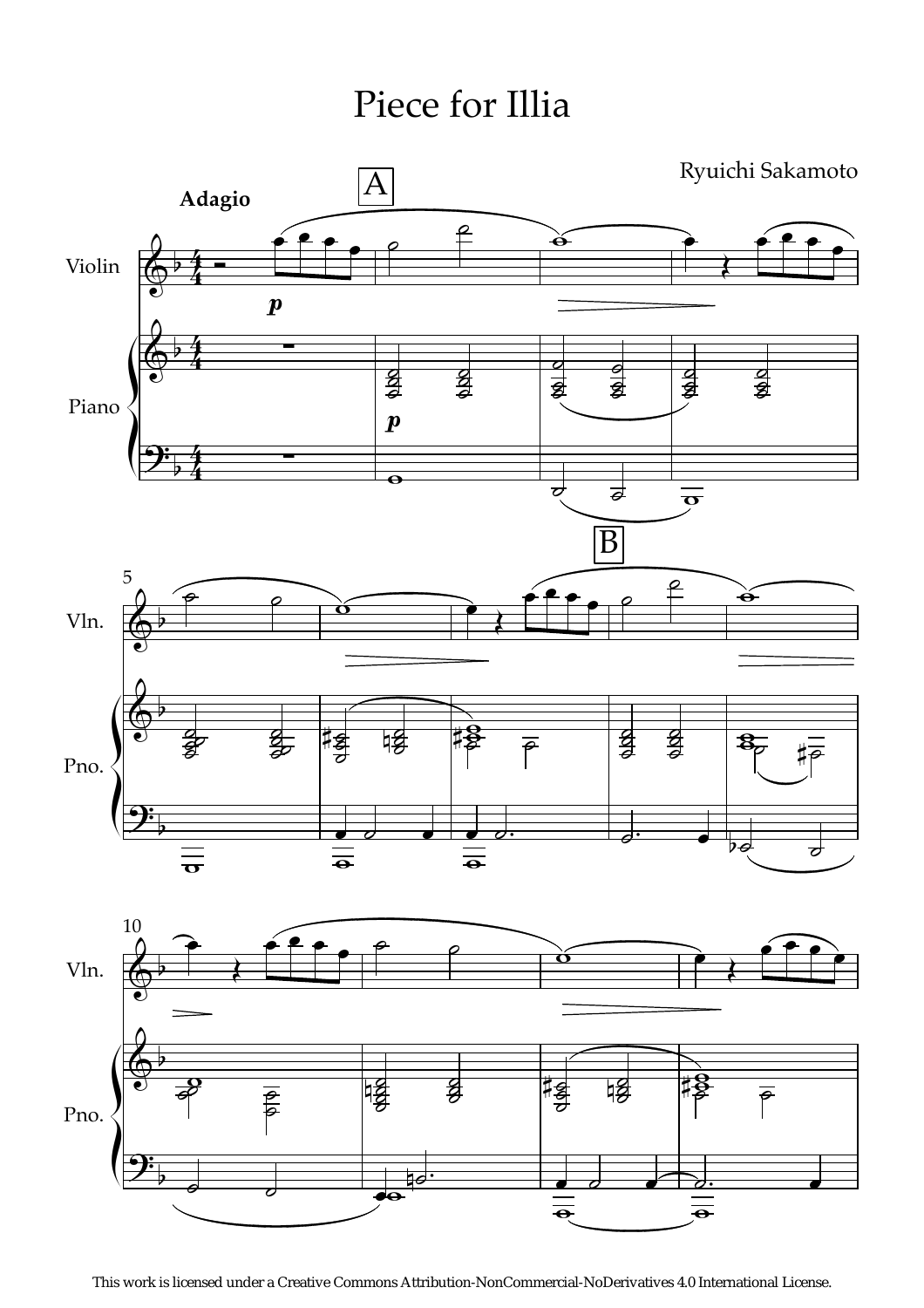# Piece for Illia

Ryuichi Sakamoto

This work is licensed under a Creative Commons Attribution-NonCommercial-NoDerivatives 4.0 International License.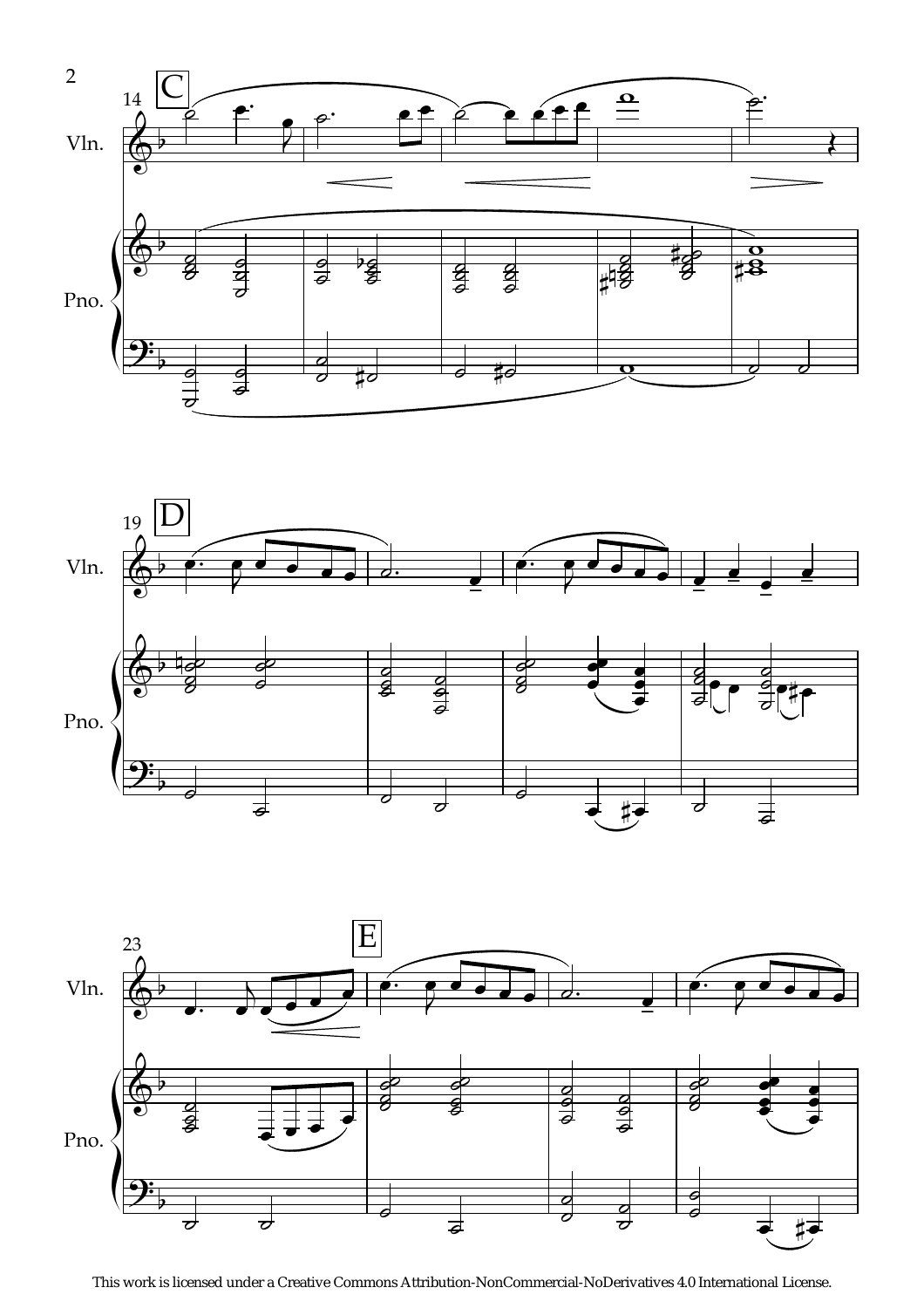This work is licensed under a Creative Commons Attribution-NonCommercial-NoDerivatives 4.0 International License.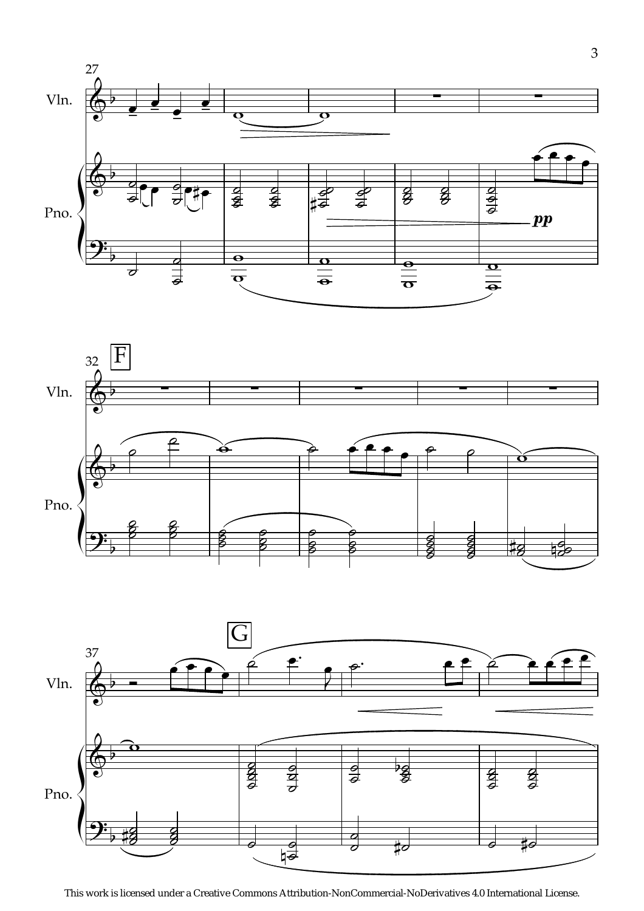This work is licensed under a Creative Commons Attribution-NonCommercial-NoDerivatives 4.0 International License.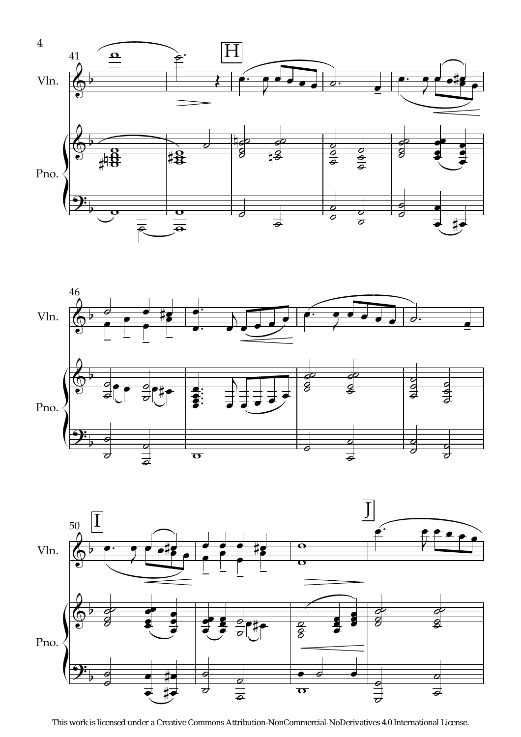This work is licensed under a Creative Commons Attribution-NonCommercial-NoDerivatives 4.0 International License.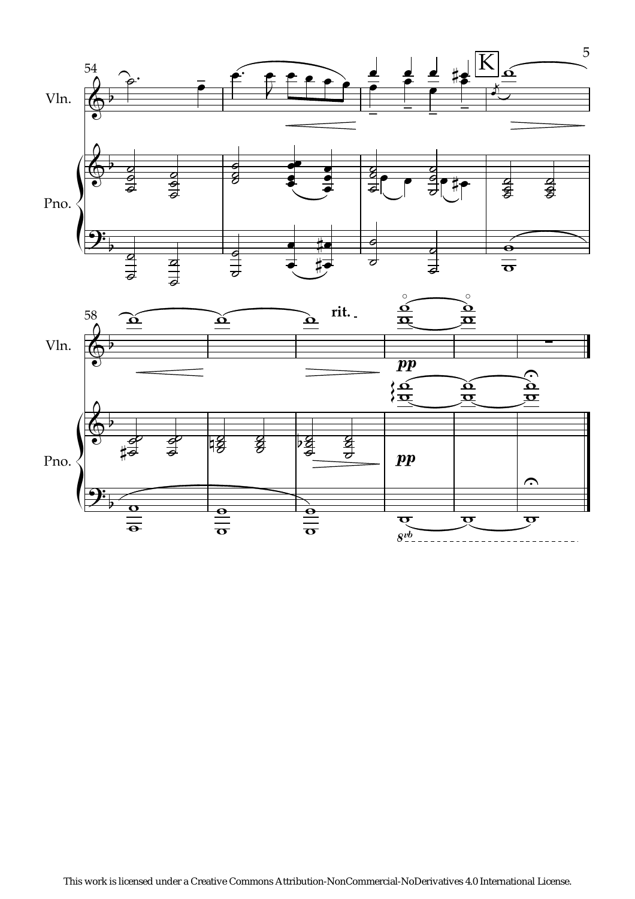This work is licensed under a Creative Commons Attribution-NonCommercial-NoDerivatives 4.0 International License.